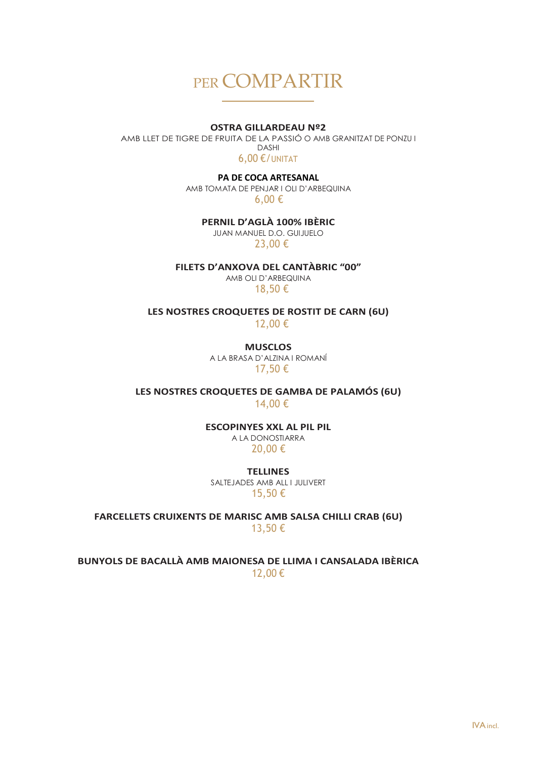# PER COMPARTIR

**OSTRA GILLARDEAU Nº2**

AMB LLET DE TIGRE DE FRUITA DE LA PASSIÓ O AMB GRANITZAT DE PONZU I DASHI

6,00 €/UNITAT

**PA DE COCA ARTESANAL**

AMB TOMATA DE PENJAR I OLI D'ARBEQUINA

6,00 €

**PERNIL D'AGLÀ 100% IBÈRIC**

JUAN MANUEL D.O. GUIJUELO

23,00 €

**FILETS D'ANXOVA DEL CANTÀBRIC "00"**

AMB OLI D'ARBEQUINA

18,50 €

**LES NOSTRES CROQUETES DE ROSTIT DE CARN (6U)**

12,00 €

**MUSCLOS**

A LA BRASA D'ALZINA I ROMANÍ

17,50 €

**LES NOSTRES CROQUETES DE GAMBA DE PALAMÓS (6U)**

14,00 €

**ESCOPINYES XXL AL PIL PIL**

A LA DONOSTIARRA

20,00 €

**TELLINES**

SALTEJADES AMB ALL I JULIVERT

15,50 €

**FARCELLETS CRUIXENTS DE MARISC AMB SALSA CHILLI CRAB (6U)**

13,50 €

**BUNYOLS DE BACALLÀ AMB MAIONESA DE LLIMA I CANSALADA IBÈRICA**

12,00 €

IVA incl.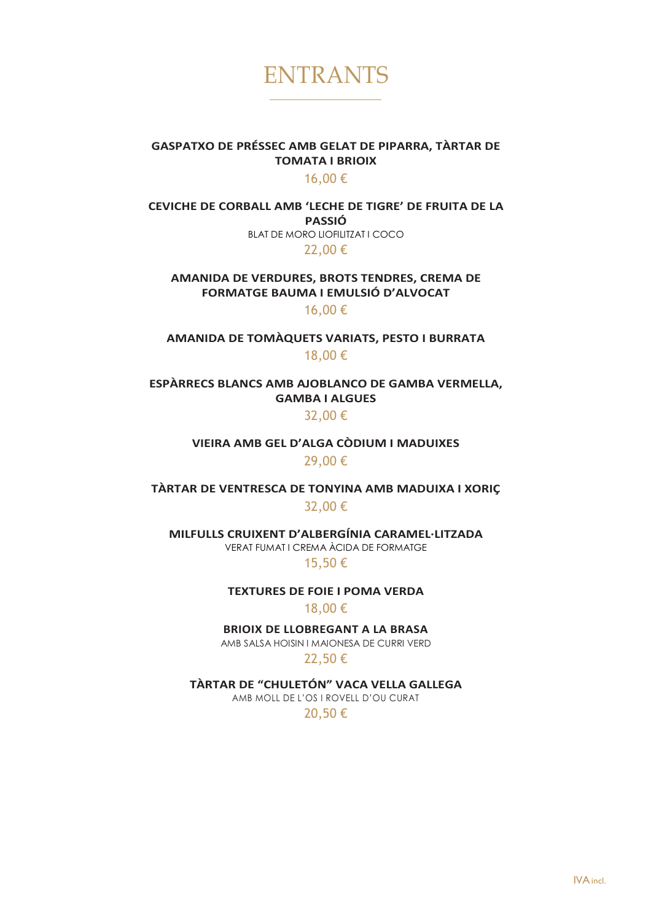# ENTRANTS

**GASPATXO DE PRÉSSEC AMB GELAT DE PIPARRA, TÀRTAR DE TOMATA I BRIOIX**

16,00 €

**CEVICHE DE CORBALL AMB 'LECHE DE TIGRE' DE FRUITA DE LA PASSIÓ**

BLAT DE MORO LIOFILITZAT I COCO

22,00 €

**AMANIDA DE VERDURES, BROTS TENDRES, CREMA DE FORMATGE BAUMA I EMULSIÓ D'ALVOCAT**

16,00 €

**AMANIDA DE TOMÀQUETS VARIATS, PESTO I BURRATA**

18,00 €

**ESPÀRRECS BLANCS AMB AJOBLANCO DE GAMBA VERMELLA, GAMBA I ALGUES**

32,00 €

**VIEIRA AMB GEL D'ALGA CÒDIUM I MADUIXES**

29,00 €

**TÀRTAR DE VENTRESCA DE TONYINA AMB MADUIXA I XORIÇ**

32,00 €

**MILFULLS CRUIXENT D'ALBERGÍNIA CARAMEL·LITZADA**

VERAT FUMAT I CREMA ÀCIDA DE FORMATGE

15,50 €

**TEXTURES DE FOIE I POMA VERDA**

18,00 €

**BRIOIX DE LLOBREGANT A LA BRASA**

AMB SALSA HOISIN I MAIONESA DE CURRI VERD

22,50 €

**TÀRTAR DE "CHULETÓN" VACA VELLA GALLEGA**

AMB MOLL DE L'OS I ROVELL D'OU CURAT

20,50 €

IVA incl.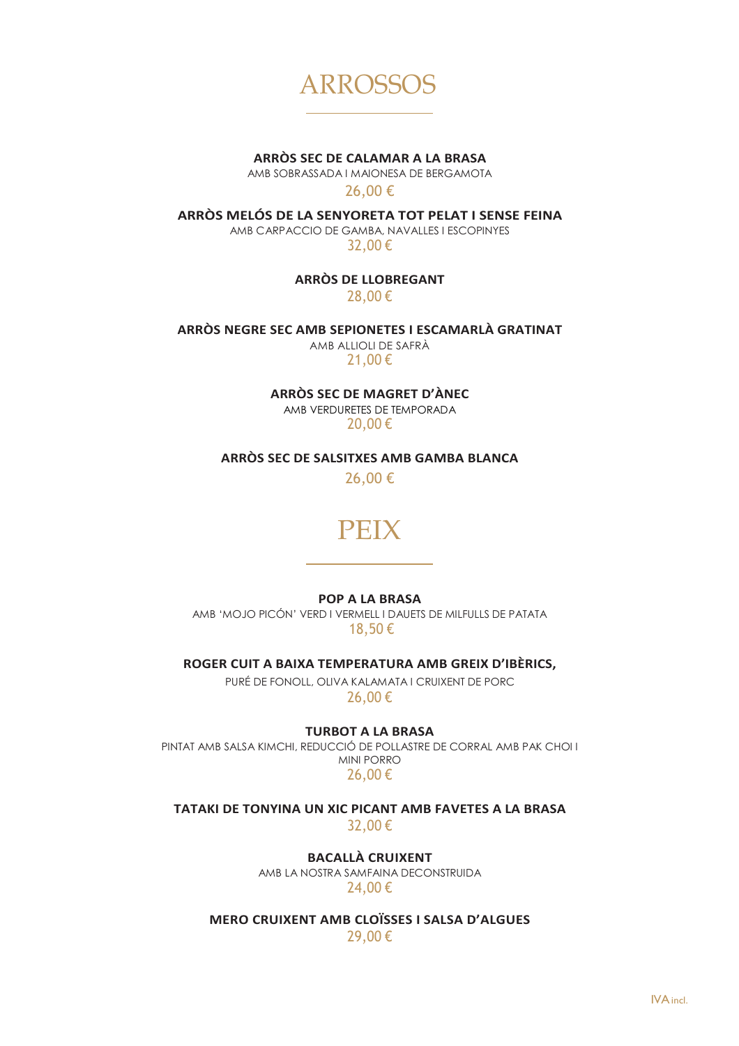# ARROSSOS

**ARRÒS SEC DE CALAMAR A LA BRASA**
AMB SOBRASSADA I MAIONESA DE BERGAMOTA
26,00 €

**ARRÒS MELÓS DE LA SENYORETA TOT PELAT I SENSE FEINA**
AMB CARPACCIO DE GAMBA, NAVALLES I ESCOPINYES
32,00 €

**ARRÒS DE LLOBREGANT**
28,00 €

**ARRÒS NEGRE SEC AMB SEPIONETES I ESCAMARLÀ GRATINAT**
AMB ALLIOLI DE SAFRÀ
21,00 €

**ARRÒS SEC DE MAGRET D'ÀNEC**
AMB VERDURETES DE TEMPORADA
20,00 €

**ARRÒS SEC DE SALSITXES AMB GAMBA BLANCA**
26,00 €

# PEIX

**POP A LA BRASA**
AMB 'MOJO PICÓN' VERD I VERMELL I DAUETS DE MILFULLS DE PATATA
18,50 €

**ROGER CUIT A BAIXA TEMPERATURA AMB GREIX D'IBÈRICS,**
PURÉ DE FONOLL, OLIVA KALAMATA I CRUIXENT DE PORC
26,00 €

**TURBOT A LA BRASA**
PINTAT AMB SALSA KIMCHI, REDUCCIÓ DE POLLASTRE DE CORRAL AMB PAK CHOI I MINI PORRO
26,00 €

**TATAKI DE TONYINA UN XIC PICANT AMB FAVETES A LA BRASA**
32,00 €

**BACALLÀ CRUIXENT**
AMB LA NOSTRA SAMFAINA DECONSTRUIDA
24,00 €

**MERO CRUIXENT AMB CLOÏSSES I SALSA D'ALGUES**
29,00 €

IVA incl.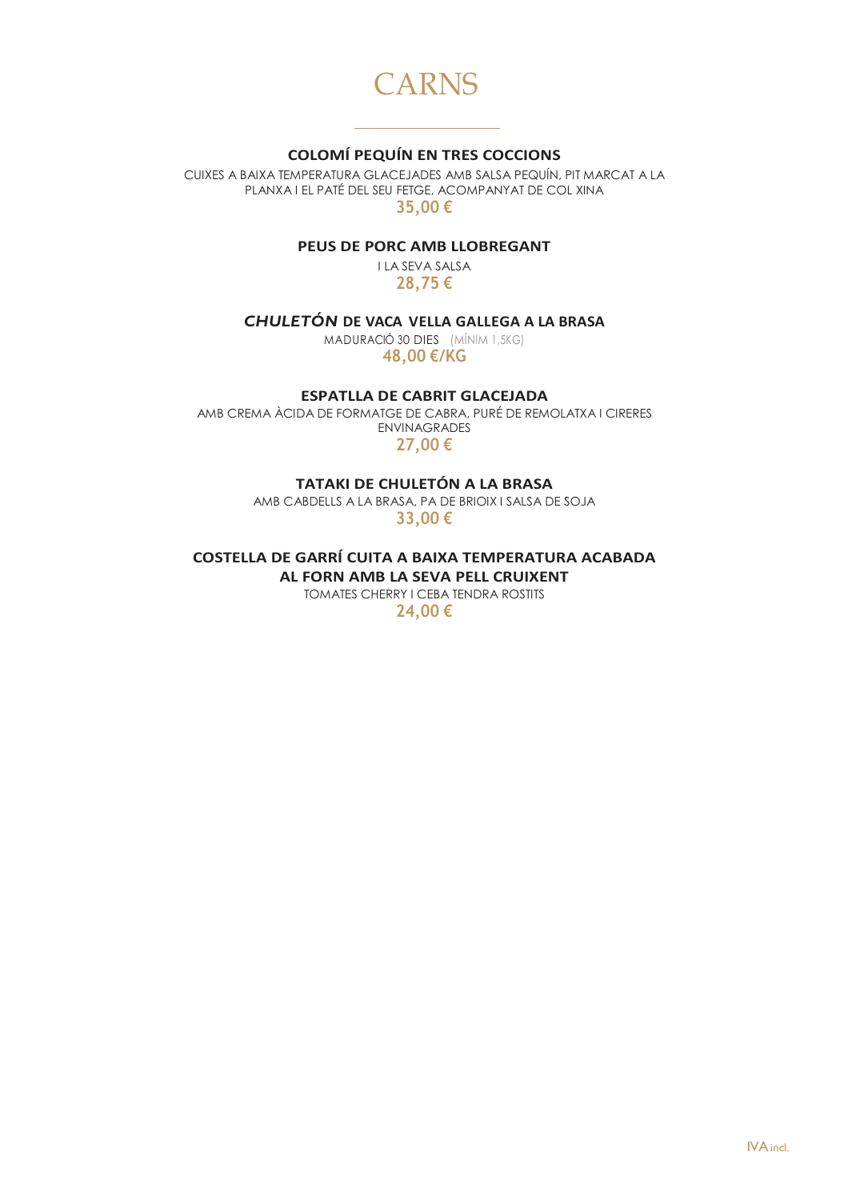# CARNS

### COLOMÍ PEQUÍN EN TRES COCCIONS

CUIXES A BAIXA TEMPERATURA GLACEJADES AMB SALSA PEQUÍN, PIT MARCAT A LA PLANXA I EL PATÉ DEL SEU FETGE, ACOMPANYAT DE COL XINA

**35,00 €**

### PEUS DE PORC AMB LLOBREGANT

I LA SEVA SALSA

**28,75 €**

### *CHULETÓN* DE VACA VELLA GALLEGA A LA BRASA

MADURACIÓ 30 DIES (MÍNIM 1,5KG)

**48,00 €/KG**

### ESPATLLA DE CABRIT GLACEJADA

AMB CREMA ÀCIDA DE FORMATGE DE CABRA, PURÉ DE REMOLATXA I CIRERES ENVINAGRADES

**27,00 €**

### TATAKI DE CHULETÓN A LA BRASA

AMB CABDELLS A LA BRASA, PA DE BRIOIX I SALSA DE SOJA

**33,00 €**

### COSTELLA DE GARRÍ CUITA A BAIXA TEMPERATURA ACABADA AL FORN AMB LA SEVA PELL CRUIXENT

TOMATES CHERRY I CEBA TENDRA ROSTITS

**24,00 €**

IVA incl.